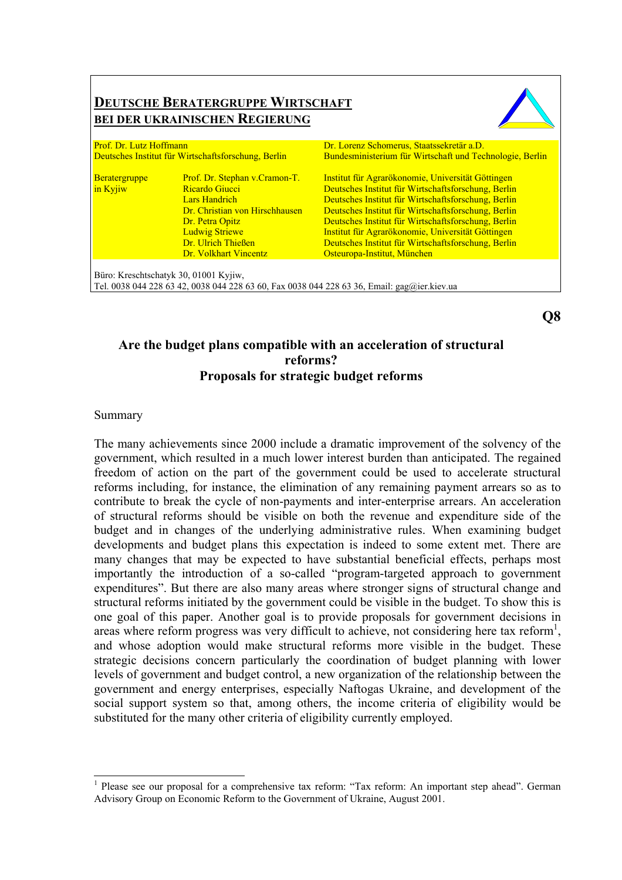**DEUTSCHE BERATERGRUPPE WIRTSCHAFT**
**BEI DER UKRAINISCHEN REGIERUNG**

| | | |
|---|---|---|
| Prof. Dr. Lutz Hoffmann<br>Deutsches Institut für Wirtschaftsforschung, Berlin | | Dr. Lorenz Schomerus, Staatssekretär a.D.<br>Bundesministerium für Wirtschaft und Technologie, Berlin |
| Beratergruppe in Kyjiw | Prof. Dr. Stephan v.Cramon-T. | Institut für Agrarökonomie, Universität Göttingen |
| | Ricardo Giucci | Deutsches Institut für Wirtschaftsforschung, Berlin |
| | Lars Handrich | Deutsches Institut für Wirtschaftsforschung, Berlin |
| | Dr. Christian von Hirschhausen | Deutsches Institut für Wirtschaftsforschung, Berlin |
| | Dr. Petra Opitz | Deutsches Institut für Wirtschaftsforschung, Berlin |
| | Ludwig Striewe | Institut für Agrarökonomie, Universität Göttingen |
| | Dr. Ulrich Thießen | Deutsches Institut für Wirtschaftsforschung, Berlin |
| | Dr. Volkhart Vincentz | Osteuropa-Institut, München |

Büro: Kreschtschatyk 30, 01001 Kyjiw,
Tel. 0038 044 228 63 42, 0038 044 228 63 60, Fax 0038 044 228 63 36, Email: gag@ier.kiev.ua

**Q8**

# Are the budget plans compatible with an acceleration of structural reforms? Proposals for strategic budget reforms

Summary

The many achievements since 2000 include a dramatic improvement of the solvency of the government, which resulted in a much lower interest burden than anticipated. The regained freedom of action on the part of the government could be used to accelerate structural reforms including, for instance, the elimination of any remaining payment arrears so as to contribute to break the cycle of non-payments and inter-enterprise arrears. An acceleration of structural reforms should be visible on both the revenue and expenditure side of the budget and in changes of the underlying administrative rules. When examining budget developments and budget plans this expectation is indeed to some extent met. There are many changes that may be expected to have substantial beneficial effects, perhaps most importantly the introduction of a so-called "program-targeted approach to government expenditures". But there are also many areas where stronger signs of structural change and structural reforms initiated by the government could be visible in the budget. To show this is one goal of this paper. Another goal is to provide proposals for government decisions in areas where reform progress was very difficult to achieve, not considering here tax reform[1], and whose adoption would make structural reforms more visible in the budget. These strategic decisions concern particularly the coordination of budget planning with lower levels of government and budget control, a new organization of the relationship between the government and energy enterprises, especially Naftogas Ukraine, and development of the social support system so that, among others, the income criteria of eligibility would be substituted for the many other criteria of eligibility currently employed.

[1] Please see our proposal for a comprehensive tax reform: "Tax reform: An important step ahead". German Advisory Group on Economic Reform to the Government of Ukraine, August 2001.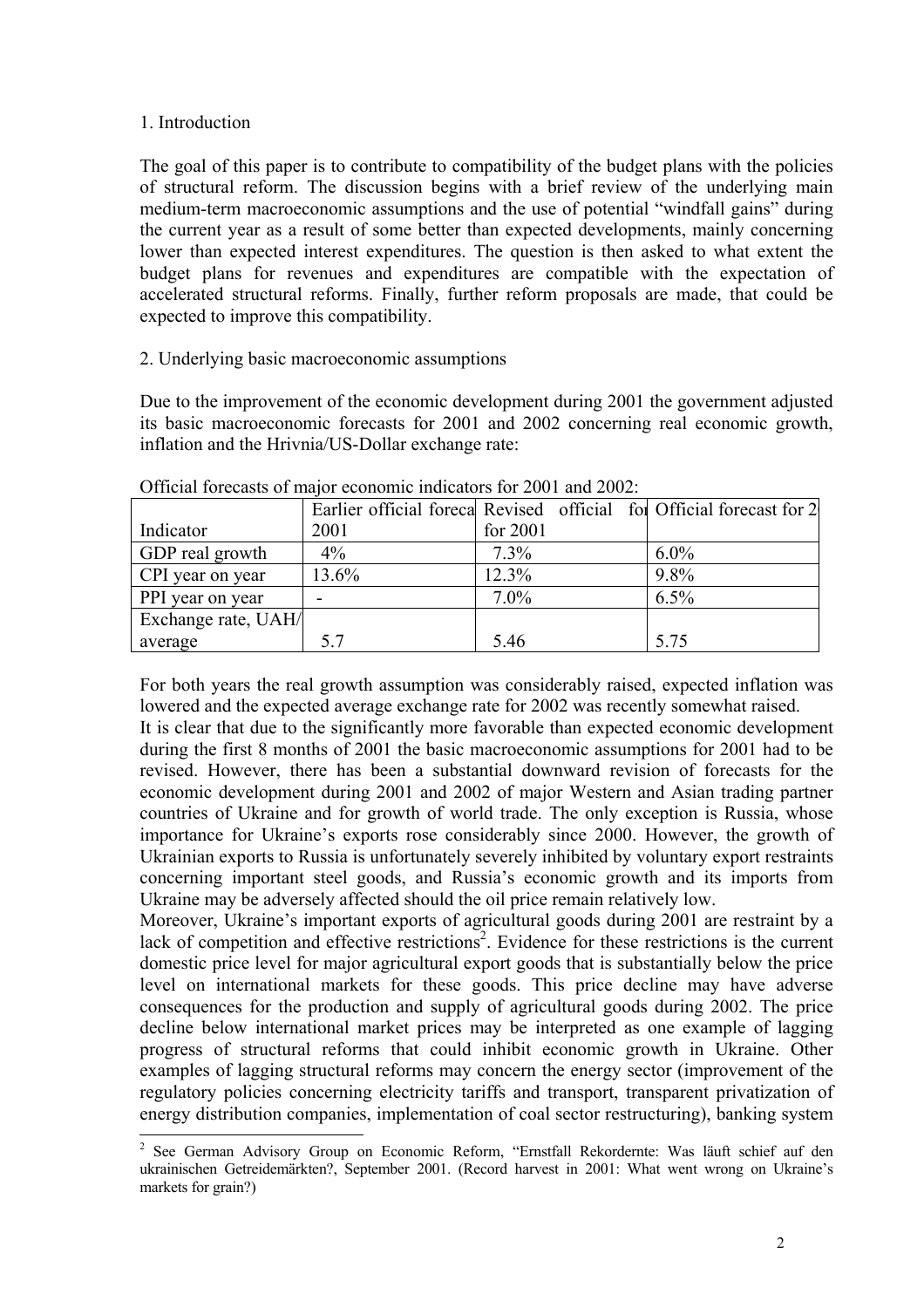1. Introduction

The goal of this paper is to contribute to compatibility of the budget plans with the policies of structural reform. The discussion begins with a brief review of the underlying main medium-term macroeconomic assumptions and the use of potential "windfall gains" during the current year as a result of some better than expected developments, mainly concerning lower than expected interest expenditures. The question is then asked to what extent the budget plans for revenues and expenditures are compatible with the expectation of accelerated structural reforms. Finally, further reform proposals are made, that could be expected to improve this compatibility.

2. Underlying basic macroeconomic assumptions

Due to the improvement of the economic development during 2001 the government adjusted its basic macroeconomic forecasts for 2001 and 2002 concerning real economic growth, inflation and the Hrivnia/US-Dollar exchange rate:

Official forecasts of major economic indicators for 2001 and 2002:

| Indicator | Earlier official foreca 2001 | Revised official fo for 2001 | Official forecast for 2 |
|---|---|---|---|
| GDP real growth | 4% | 7.3% | 6.0% |
| CPI year on year | 13.6% | 12.3% | 9.8% |
| PPI year on year | - | 7.0% | 6.5% |
| Exchange rate, UAH/ average | 5.7 | 5.46 | 5.75 |

For both years the real growth assumption was considerably raised, expected inflation was lowered and the expected average exchange rate for 2002 was recently somewhat raised.
It is clear that due to the significantly more favorable than expected economic development during the first 8 months of 2001 the basic macroeconomic assumptions for 2001 had to be revised. However, there has been a substantial downward revision of forecasts for the economic development during 2001 and 2002 of major Western and Asian trading partner countries of Ukraine and for growth of world trade. The only exception is Russia, whose importance for Ukraine's exports rose considerably since 2000. However, the growth of Ukrainian exports to Russia is unfortunately severely inhibited by voluntary export restraints concerning important steel goods, and Russia's economic growth and its imports from Ukraine may be adversely affected should the oil price remain relatively low.
Moreover, Ukraine's important exports of agricultural goods during 2001 are restraint by a lack of competition and effective restrictions[2]. Evidence for these restrictions is the current domestic price level for major agricultural export goods that is substantially below the price level on international markets for these goods. This price decline may have adverse consequences for the production and supply of agricultural goods during 2002. The price decline below international market prices may be interpreted as one example of lagging progress of structural reforms that could inhibit economic growth in Ukraine. Other examples of lagging structural reforms may concern the energy sector (improvement of the regulatory policies concerning electricity tariffs and transport, transparent privatization of energy distribution companies, implementation of coal sector restructuring), banking system

[2] See German Advisory Group on Economic Reform, "Ernstfall Rekordernte: Was läuft schief auf den ukrainischen Getreidemärkten?, September 2001. (Record harvest in 2001: What went wrong on Ukraine's markets for grain?)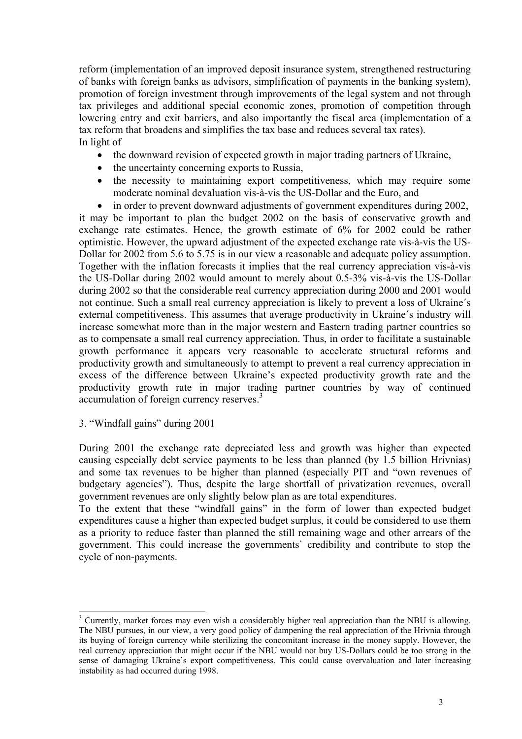reform (implementation of an improved deposit insurance system, strengthened restructuring of banks with foreign banks as advisors, simplification of payments in the banking system), promotion of foreign investment through improvements of the legal system and not through tax privileges and additional special economic zones, promotion of competition through lowering entry and exit barriers, and also importantly the fiscal area (implementation of a tax reform that broadens and simplifies the tax base and reduces several tax rates).
In light of

- the downward revision of expected growth in major trading partners of Ukraine,
- the uncertainty concerning exports to Russia,
- the necessity to maintaining export competitiveness, which may require some moderate nominal devaluation vis-à-vis the US-Dollar and the Euro, and
- in order to prevent downward adjustments of government expenditures during 2002,

it may be important to plan the budget 2002 on the basis of conservative growth and exchange rate estimates. Hence, the growth estimate of 6% for 2002 could be rather optimistic. However, the upward adjustment of the expected exchange rate vis-à-vis the US-Dollar for 2002 from 5.6 to 5.75 is in our view a reasonable and adequate policy assumption. Together with the inflation forecasts it implies that the real currency appreciation vis-à-vis the US-Dollar during 2002 would amount to merely about 0.5-3% vis-à-vis the US-Dollar during 2002 so that the considerable real currency appreciation during 2000 and 2001 would not continue. Such a small real currency appreciation is likely to prevent a loss of Ukraine´s external competitiveness. This assumes that average productivity in Ukraine´s industry will increase somewhat more than in the major western and Eastern trading partner countries so as to compensate a small real currency appreciation. Thus, in order to facilitate a sustainable growth performance it appears very reasonable to accelerate structural reforms and productivity growth and simultaneously to attempt to prevent a real currency appreciation in excess of the difference between Ukraine's expected productivity growth rate and the productivity growth rate in major trading partner countries by way of continued accumulation of foreign currency reserves.[3]

## 3. "Windfall gains" during 2001

During 2001 the exchange rate depreciated less and growth was higher than expected causing especially debt service payments to be less than planned (by 1.5 billion Hrivnias) and some tax revenues to be higher than planned (especially PIT and "own revenues of budgetary agencies"). Thus, despite the large shortfall of privatization revenues, overall government revenues are only slightly below plan as are total expenditures.
To the extent that these "windfall gains" in the form of lower than expected budget expenditures cause a higher than expected budget surplus, it could be considered to use them as a priority to reduce faster than planned the still remaining wage and other arrears of the government. This could increase the governments` credibility and contribute to stop the cycle of non-payments.

[3] Currently, market forces may even wish a considerably higher real appreciation than the NBU is allowing. The NBU pursues, in our view, a very good policy of dampening the real appreciation of the Hrivnia through its buying of foreign currency while sterilizing the concomitant increase in the money supply. However, the real currency appreciation that might occur if the NBU would not buy US-Dollars could be too strong in the sense of damaging Ukraine's export competitiveness. This could cause overvaluation and later increasing instability as had occurred during 1998.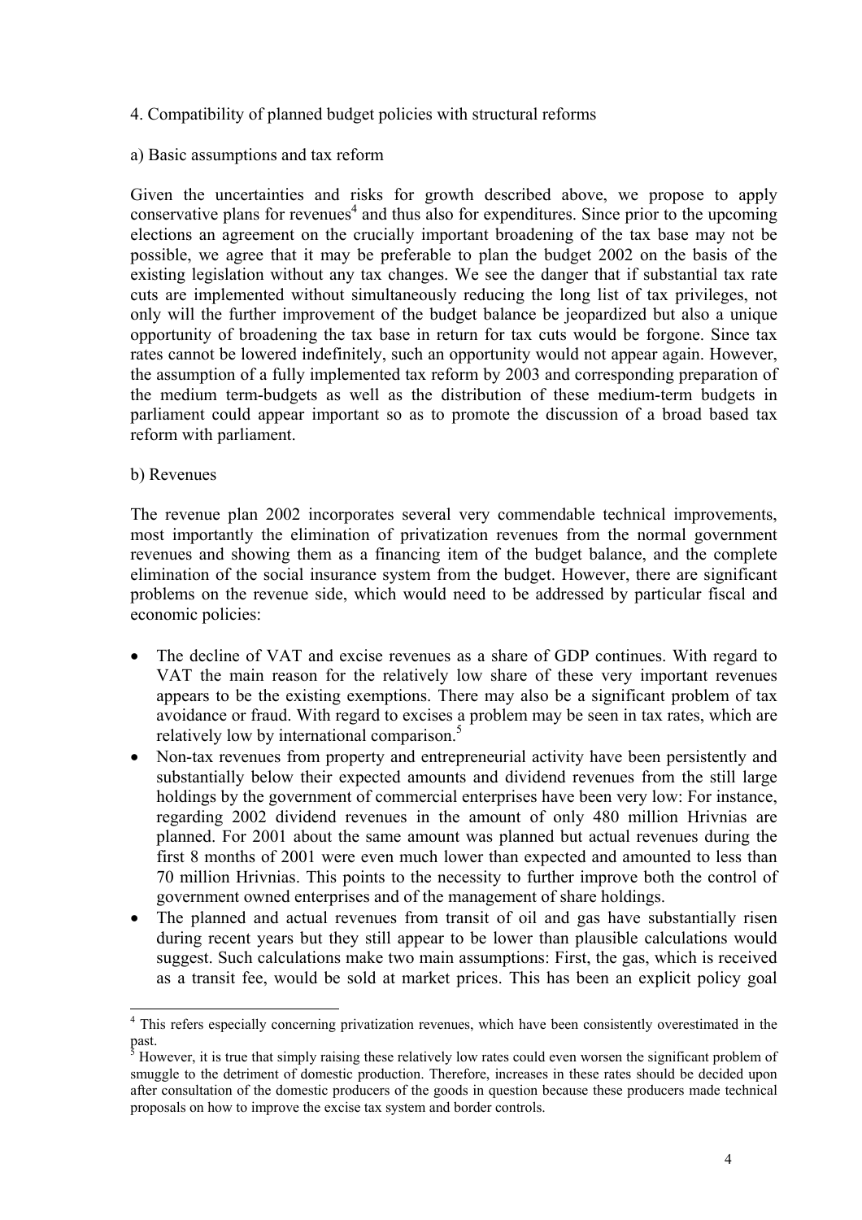## 4. Compatibility of planned budget policies with structural reforms

### a) Basic assumptions and tax reform

Given the uncertainties and risks for growth described above, we propose to apply conservative plans for revenues[4] and thus also for expenditures. Since prior to the upcoming elections an agreement on the crucially important broadening of the tax base may not be possible, we agree that it may be preferable to plan the budget 2002 on the basis of the existing legislation without any tax changes. We see the danger that if substantial tax rate cuts are implemented without simultaneously reducing the long list of tax privileges, not only will the further improvement of the budget balance be jeopardized but also a unique opportunity of broadening the tax base in return for tax cuts would be forgone. Since tax rates cannot be lowered indefinitely, such an opportunity would not appear again. However, the assumption of a fully implemented tax reform by 2003 and corresponding preparation of the medium term-budgets as well as the distribution of these medium-term budgets in parliament could appear important so as to promote the discussion of a broad based tax reform with parliament.

### b) Revenues

The revenue plan 2002 incorporates several very commendable technical improvements, most importantly the elimination of privatization revenues from the normal government revenues and showing them as a financing item of the budget balance, and the complete elimination of the social insurance system from the budget. However, there are significant problems on the revenue side, which would need to be addressed by particular fiscal and economic policies:

- The decline of VAT and excise revenues as a share of GDP continues. With regard to VAT the main reason for the relatively low share of these very important revenues appears to be the existing exemptions. There may also be a significant problem of tax avoidance or fraud. With regard to excises a problem may be seen in tax rates, which are relatively low by international comparison.[5]
- Non-tax revenues from property and entrepreneurial activity have been persistently and substantially below their expected amounts and dividend revenues from the still large holdings by the government of commercial enterprises have been very low: For instance, regarding 2002 dividend revenues in the amount of only 480 million Hrivnias are planned. For 2001 about the same amount was planned but actual revenues during the first 8 months of 2001 were even much lower than expected and amounted to less than 70 million Hrivnias. This points to the necessity to further improve both the control of government owned enterprises and of the management of share holdings.
- The planned and actual revenues from transit of oil and gas have substantially risen during recent years but they still appear to be lower than plausible calculations would suggest. Such calculations make two main assumptions: First, the gas, which is received as a transit fee, would be sold at market prices. This has been an explicit policy goal

---

[4] This refers especially concerning privatization revenues, which have been consistently overestimated in the past.

[5] However, it is true that simply raising these relatively low rates could even worsen the significant problem of smuggle to the detriment of domestic production. Therefore, increases in these rates should be decided upon after consultation of the domestic producers of the goods in question because these producers made technical proposals on how to improve the excise tax system and border controls.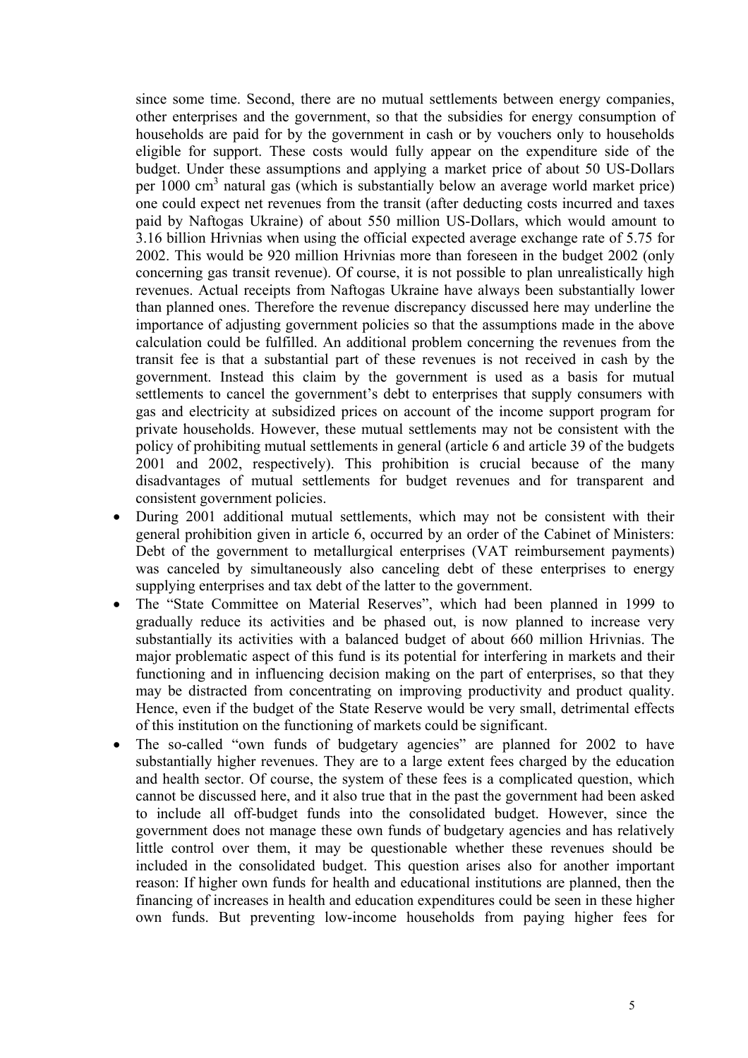since some time. Second, there are no mutual settlements between energy companies, other enterprises and the government, so that the subsidies for energy consumption of households are paid for by the government in cash or by vouchers only to households eligible for support. These costs would fully appear on the expenditure side of the budget. Under these assumptions and applying a market price of about 50 US-Dollars per 1000 $cm^3$ natural gas (which is substantially below an average world market price) one could expect net revenues from the transit (after deducting costs incurred and taxes paid by Naftogas Ukraine) of about 550 million US-Dollars, which would amount to 3.16 billion Hrivnias when using the official expected average exchange rate of 5.75 for 2002. This would be 920 million Hrivnias more than foreseen in the budget 2002 (only concerning gas transit revenue). Of course, it is not possible to plan unrealistically high revenues. Actual receipts from Naftogas Ukraine have always been substantially lower than planned ones. Therefore the revenue discrepancy discussed here may underline the importance of adjusting government policies so that the assumptions made in the above calculation could be fulfilled. An additional problem concerning the revenues from the transit fee is that a substantial part of these revenues is not received in cash by the government. Instead this claim by the government is used as a basis for mutual settlements to cancel the government's debt to enterprises that supply consumers with gas and electricity at subsidized prices on account of the income support program for private households. However, these mutual settlements may not be consistent with the policy of prohibiting mutual settlements in general (article 6 and article 39 of the budgets 2001 and 2002, respectively). This prohibition is crucial because of the many disadvantages of mutual settlements for budget revenues and for transparent and consistent government policies.

- During 2001 additional mutual settlements, which may not be consistent with their general prohibition given in article 6, occurred by an order of the Cabinet of Ministers: Debt of the government to metallurgical enterprises (VAT reimbursement payments) was canceled by simultaneously also canceling debt of these enterprises to energy supplying enterprises and tax debt of the latter to the government.
- The "State Committee on Material Reserves", which had been planned in 1999 to gradually reduce its activities and be phased out, is now planned to increase very substantially its activities with a balanced budget of about 660 million Hrivnias. The major problematic aspect of this fund is its potential for interfering in markets and their functioning and in influencing decision making on the part of enterprises, so that they may be distracted from concentrating on improving productivity and product quality. Hence, even if the budget of the State Reserve would be very small, detrimental effects of this institution on the functioning of markets could be significant.
- The so-called "own funds of budgetary agencies" are planned for 2002 to have substantially higher revenues. They are to a large extent fees charged by the education and health sector. Of course, the system of these fees is a complicated question, which cannot be discussed here, and it also true that in the past the government had been asked to include all off-budget funds into the consolidated budget. However, since the government does not manage these own funds of budgetary agencies and has relatively little control over them, it may be questionable whether these revenues should be included in the consolidated budget. This question arises also for another important reason: If higher own funds for health and educational institutions are planned, then the financing of increases in health and education expenditures could be seen in these higher own funds. But preventing low-income households from paying higher fees for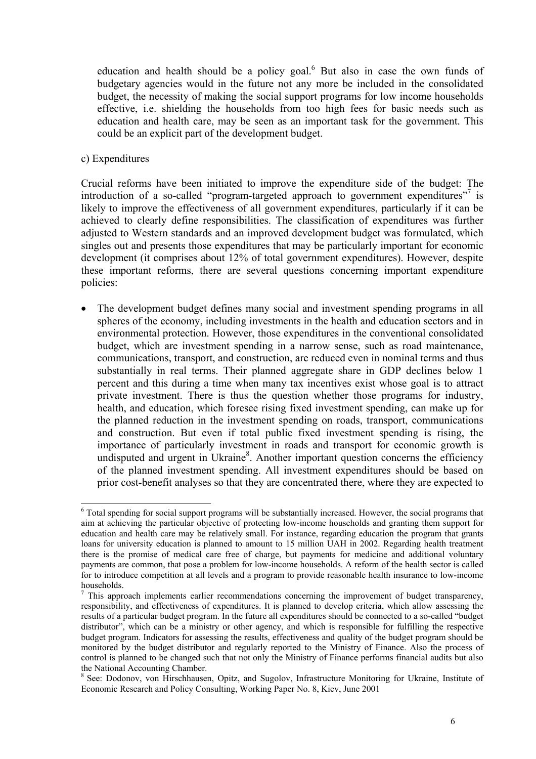education and health should be a policy goal.[6] But also in case the own funds of budgetary agencies would in the future not any more be included in the consolidated budget, the necessity of making the social support programs for low income households effective, i.e. shielding the households from too high fees for basic needs such as education and health care, may be seen as an important task for the government. This could be an explicit part of the development budget.

c) Expenditures

Crucial reforms have been initiated to improve the expenditure side of the budget: The introduction of a so-called "program-targeted approach to government expenditures"[7] is likely to improve the effectiveness of all government expenditures, particularly if it can be achieved to clearly define responsibilities. The classification of expenditures was further adjusted to Western standards and an improved development budget was formulated, which singles out and presents those expenditures that may be particularly important for economic development (it comprises about 12% of total government expenditures). However, despite these important reforms, there are several questions concerning important expenditure policies:

- The development budget defines many social and investment spending programs in all spheres of the economy, including investments in the health and education sectors and in environmental protection. However, those expenditures in the conventional consolidated budget, which are investment spending in a narrow sense, such as road maintenance, communications, transport, and construction, are reduced even in nominal terms and thus substantially in real terms. Their planned aggregate share in GDP declines below 1 percent and this during a time when many tax incentives exist whose goal is to attract private investment. There is thus the question whether those programs for industry, health, and education, which foresee rising fixed investment spending, can make up for the planned reduction in the investment spending on roads, transport, communications and construction. But even if total public fixed investment spending is rising, the importance of particularly investment in roads and transport for economic growth is undisputed and urgent in Ukraine[8]. Another important question concerns the efficiency of the planned investment spending. All investment expenditures should be based on prior cost-benefit analyses so that they are concentrated there, where they are expected to

---

[6] Total spending for social support programs will be substantially increased. However, the social programs that aim at achieving the particular objective of protecting low-income households and granting them support for education and health care may be relatively small. For instance, regarding education the program that grants loans for university education is planned to amount to 15 million UAH in 2002. Regarding health treatment there is the promise of medical care free of charge, but payments for medicine and additional voluntary payments are common, that pose a problem for low-income households. A reform of the health sector is called for to introduce competition at all levels and a program to provide reasonable health insurance to low-income households.

[7] This approach implements earlier recommendations concerning the improvement of budget transparency, responsibility, and effectiveness of expenditures. It is planned to develop criteria, which allow assessing the results of a particular budget program. In the future all expenditures should be connected to a so-called "budget distributor", which can be a ministry or other agency, and which is responsible for fulfilling the respective budget program. Indicators for assessing the results, effectiveness and quality of the budget program should be monitored by the budget distributor and regularly reported to the Ministry of Finance. Also the process of control is planned to be changed such that not only the Ministry of Finance performs financial audits but also the National Accounting Chamber.

[8] See: Dodonov, von Hirschhausen, Opitz, and Sugolov, Infrastructure Monitoring for Ukraine, Institute of Economic Research and Policy Consulting, Working Paper No. 8, Kiev, June 2001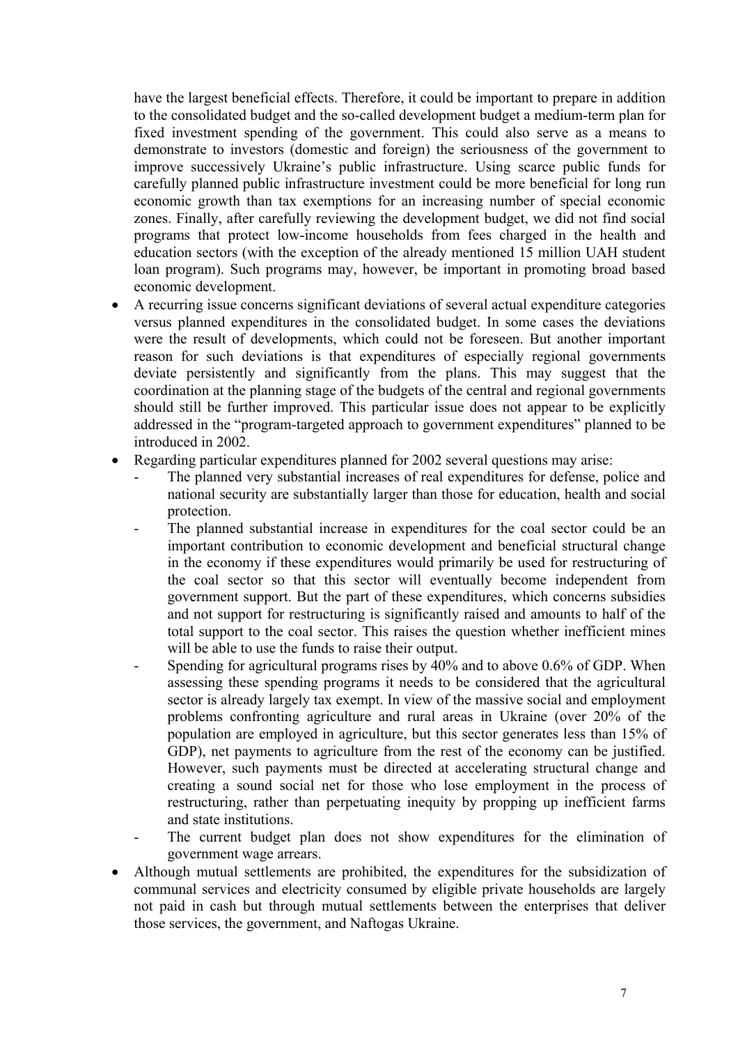have the largest beneficial effects. Therefore, it could be important to prepare in addition to the consolidated budget and the so-called development budget a medium-term plan for fixed investment spending of the government. This could also serve as a means to demonstrate to investors (domestic and foreign) the seriousness of the government to improve successively Ukraine's public infrastructure. Using scarce public funds for carefully planned public infrastructure investment could be more beneficial for long run economic growth than tax exemptions for an increasing number of special economic zones. Finally, after carefully reviewing the development budget, we did not find social programs that protect low-income households from fees charged in the health and education sectors (with the exception of the already mentioned 15 million UAH student loan program). Such programs may, however, be important in promoting broad based economic development.

- A recurring issue concerns significant deviations of several actual expenditure categories versus planned expenditures in the consolidated budget. In some cases the deviations were the result of developments, which could not be foreseen. But another important reason for such deviations is that expenditures of especially regional governments deviate persistently and significantly from the plans. This may suggest that the coordination at the planning stage of the budgets of the central and regional governments should still be further improved. This particular issue does not appear to be explicitly addressed in the "program-targeted approach to government expenditures" planned to be introduced in 2002.
- Regarding particular expenditures planned for 2002 several questions may arise:
  - The planned very substantial increases of real expenditures for defense, police and national security are substantially larger than those for education, health and social protection.
  - The planned substantial increase in expenditures for the coal sector could be an important contribution to economic development and beneficial structural change in the economy if these expenditures would primarily be used for restructuring of the coal sector so that this sector will eventually become independent from government support. But the part of these expenditures, which concerns subsidies and not support for restructuring is significantly raised and amounts to half of the total support to the coal sector. This raises the question whether inefficient mines will be able to use the funds to raise their output.
  - Spending for agricultural programs rises by 40% and to above 0.6% of GDP. When assessing these spending programs it needs to be considered that the agricultural sector is already largely tax exempt. In view of the massive social and employment problems confronting agriculture and rural areas in Ukraine (over 20% of the population are employed in agriculture, but this sector generates less than 15% of GDP), net payments to agriculture from the rest of the economy can be justified. However, such payments must be directed at accelerating structural change and creating a sound social net for those who lose employment in the process of restructuring, rather than perpetuating inequity by propping up inefficient farms and state institutions.
  - The current budget plan does not show expenditures for the elimination of government wage arrears.
- Although mutual settlements are prohibited, the expenditures for the subsidization of communal services and electricity consumed by eligible private households are largely not paid in cash but through mutual settlements between the enterprises that deliver those services, the government, and Naftogas Ukraine.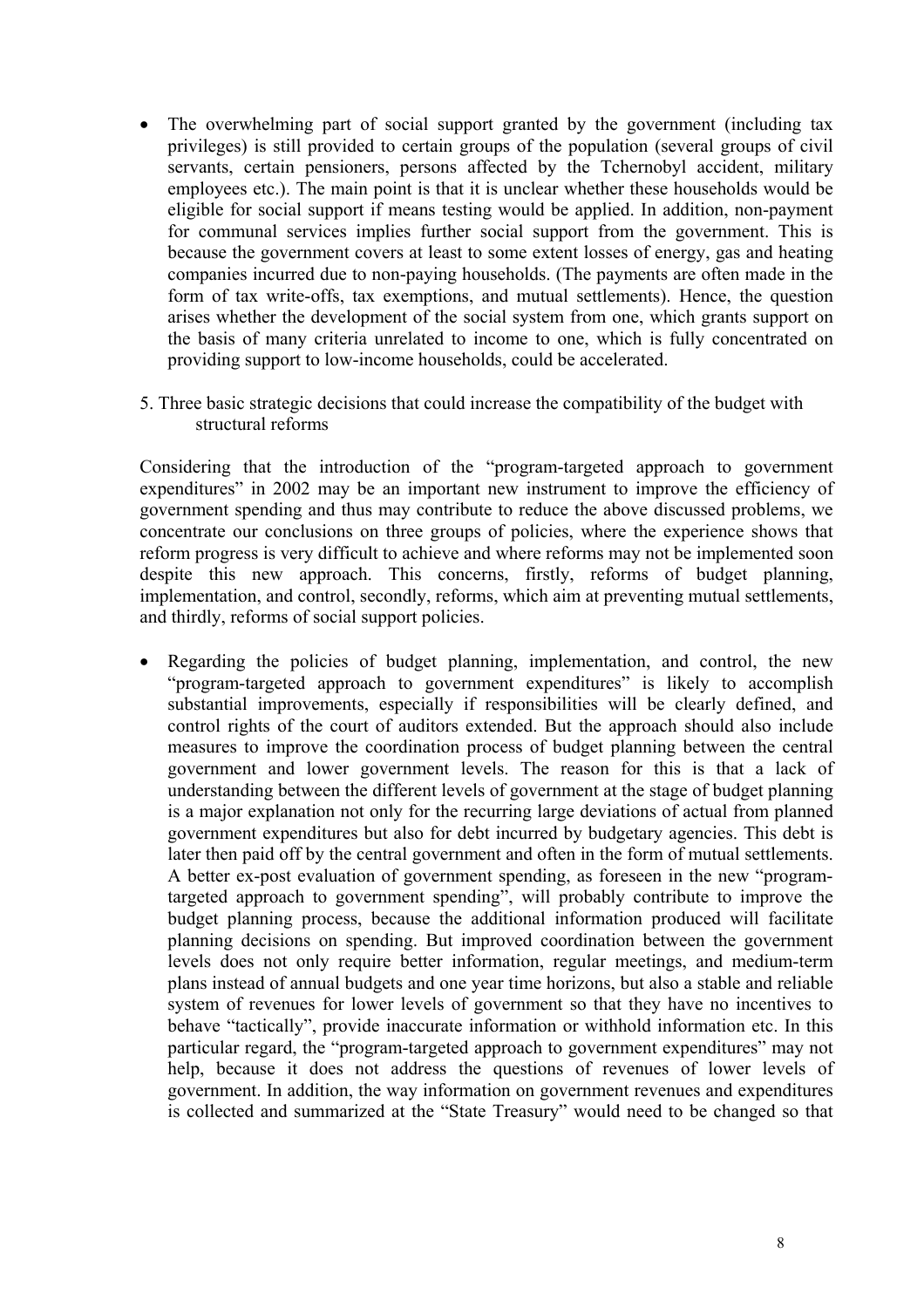- The overwhelming part of social support granted by the government (including tax privileges) is still provided to certain groups of the population (several groups of civil servants, certain pensioners, persons affected by the Tchernobyl accident, military employees etc.). The main point is that it is unclear whether these households would be eligible for social support if means testing would be applied. In addition, non-payment for communal services implies further social support from the government. This is because the government covers at least to some extent losses of energy, gas and heating companies incurred due to non-paying households. (The payments are often made in the form of tax write-offs, tax exemptions, and mutual settlements). Hence, the question arises whether the development of the social system from one, which grants support on the basis of many criteria unrelated to income to one, which is fully concentrated on providing support to low-income households, could be accelerated.

## 5. Three basic strategic decisions that could increase the compatibility of the budget with structural reforms

Considering that the introduction of the "program-targeted approach to government expenditures" in 2002 may be an important new instrument to improve the efficiency of government spending and thus may contribute to reduce the above discussed problems, we concentrate our conclusions on three groups of policies, where the experience shows that reform progress is very difficult to achieve and where reforms may not be implemented soon despite this new approach. This concerns, firstly, reforms of budget planning, implementation, and control, secondly, reforms, which aim at preventing mutual settlements, and thirdly, reforms of social support policies.

- Regarding the policies of budget planning, implementation, and control, the new "program-targeted approach to government expenditures" is likely to accomplish substantial improvements, especially if responsibilities will be clearly defined, and control rights of the court of auditors extended. But the approach should also include measures to improve the coordination process of budget planning between the central government and lower government levels. The reason for this is that a lack of understanding between the different levels of government at the stage of budget planning is a major explanation not only for the recurring large deviations of actual from planned government expenditures but also for debt incurred by budgetary agencies. This debt is later then paid off by the central government and often in the form of mutual settlements. A better ex-post evaluation of government spending, as foreseen in the new "program-targeted approach to government spending", will probably contribute to improve the budget planning process, because the additional information produced will facilitate planning decisions on spending. But improved coordination between the government levels does not only require better information, regular meetings, and medium-term plans instead of annual budgets and one year time horizons, but also a stable and reliable system of revenues for lower levels of government so that they have no incentives to behave "tactically", provide inaccurate information or withhold information etc. In this particular regard, the "program-targeted approach to government expenditures" may not help, because it does not address the questions of revenues of lower levels of government. In addition, the way information on government revenues and expenditures is collected and summarized at the "State Treasury" would need to be changed so that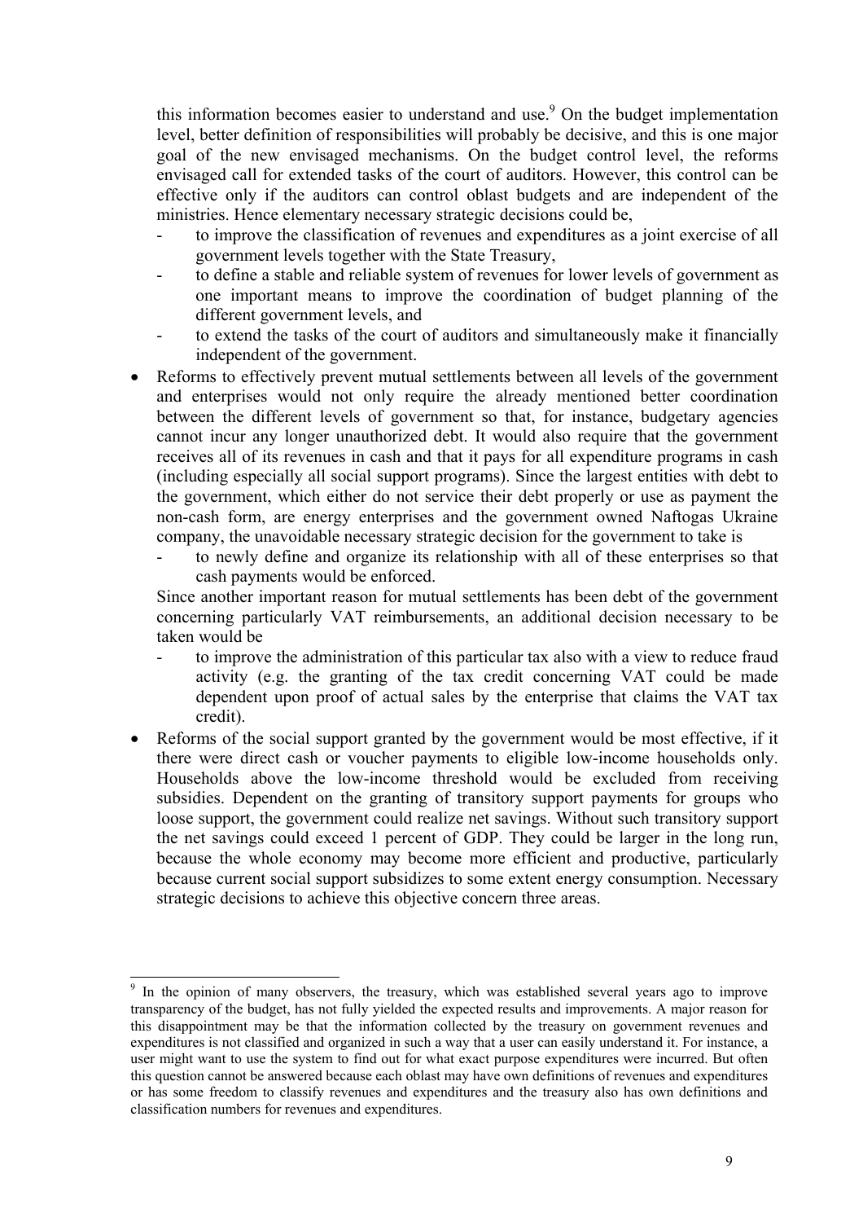this information becomes easier to understand and use.[9] On the budget implementation level, better definition of responsibilities will probably be decisive, and this is one major goal of the new envisaged mechanisms. On the budget control level, the reforms envisaged call for extended tasks of the court of auditors. However, this control can be effective only if the auditors can control oblast budgets and are independent of the ministries. Hence elementary necessary strategic decisions could be,

- to improve the classification of revenues and expenditures as a joint exercise of all government levels together with the State Treasury,
- to define a stable and reliable system of revenues for lower levels of government as one important means to improve the coordination of budget planning of the different government levels, and
- to extend the tasks of the court of auditors and simultaneously make it financially independent of the government.

- Reforms to effectively prevent mutual settlements between all levels of the government and enterprises would not only require the already mentioned better coordination between the different levels of government so that, for instance, budgetary agencies cannot incur any longer unauthorized debt. It would also require that the government receives all of its revenues in cash and that it pays for all expenditure programs in cash (including especially all social support programs). Since the largest entities with debt to the government, which either do not service their debt properly or use as payment the non-cash form, are energy enterprises and the government owned Naftogas Ukraine company, the unavoidable necessary strategic decision for the government to take is
  - to newly define and organize its relationship with all of these enterprises so that cash payments would be enforced.

  Since another important reason for mutual settlements has been debt of the government concerning particularly VAT reimbursements, an additional decision necessary to be taken would be
  - to improve the administration of this particular tax also with a view to reduce fraud activity (e.g. the granting of the tax credit concerning VAT could be made dependent upon proof of actual sales by the enterprise that claims the VAT tax credit).

- Reforms of the social support granted by the government would be most effective, if it there were direct cash or voucher payments to eligible low-income households only. Households above the low-income threshold would be excluded from receiving subsidies. Dependent on the granting of transitory support payments for groups who loose support, the government could realize net savings. Without such transitory support the net savings could exceed 1 percent of GDP. They could be larger in the long run, because the whole economy may become more efficient and productive, particularly because current social support subsidizes to some extent energy consumption. Necessary strategic decisions to achieve this objective concern three areas.

---

[9] In the opinion of many observers, the treasury, which was established several years ago to improve transparency of the budget, has not fully yielded the expected results and improvements. A major reason for this disappointment may be that the information collected by the treasury on government revenues and expenditures is not classified and organized in such a way that a user can easily understand it. For instance, a user might want to use the system to find out for what exact purpose expenditures were incurred. But often this question cannot be answered because each oblast may have own definitions of revenues and expenditures or has some freedom to classify revenues and expenditures and the treasury also has own definitions and classification numbers for revenues and expenditures.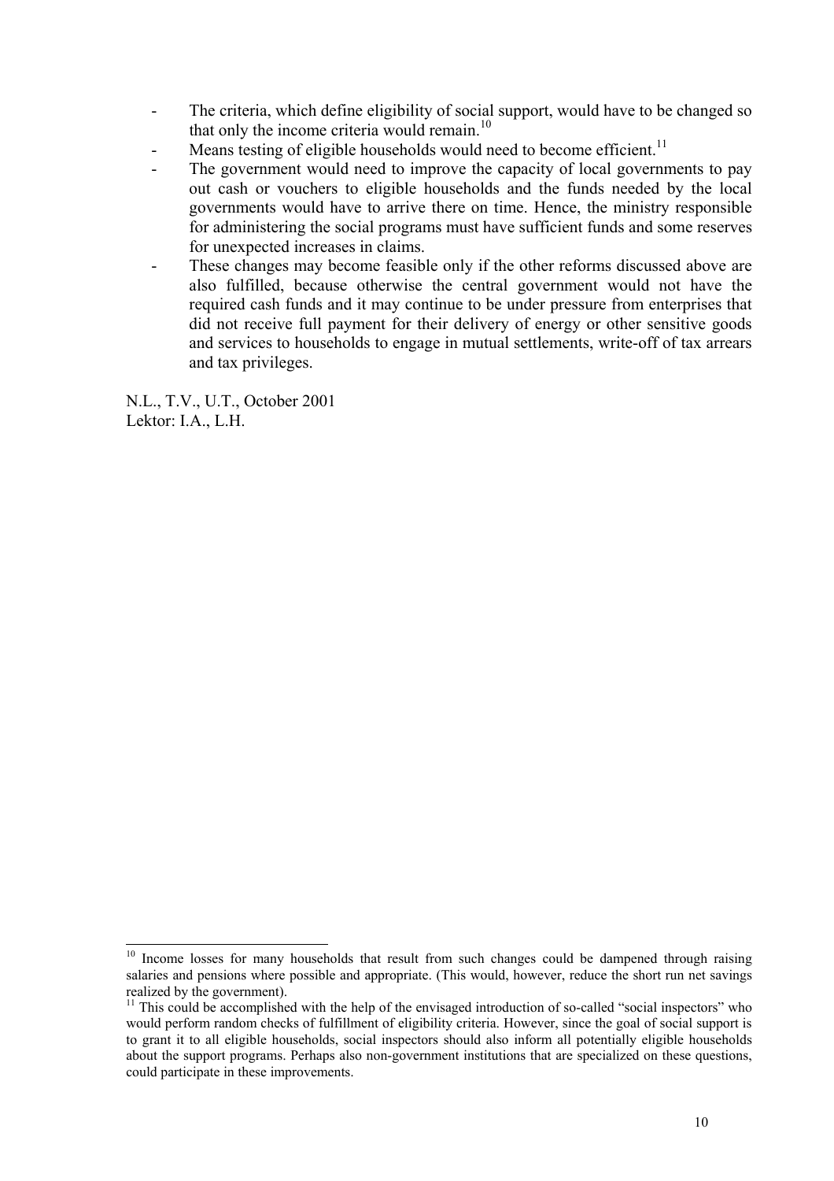- The criteria, which define eligibility of social support, would have to be changed so that only the income criteria would remain.[10]
- Means testing of eligible households would need to become efficient.[11]
- The government would need to improve the capacity of local governments to pay out cash or vouchers to eligible households and the funds needed by the local governments would have to arrive there on time. Hence, the ministry responsible for administering the social programs must have sufficient funds and some reserves for unexpected increases in claims.
- These changes may become feasible only if the other reforms discussed above are also fulfilled, because otherwise the central government would not have the required cash funds and it may continue to be under pressure from enterprises that did not receive full payment for their delivery of energy or other sensitive goods and services to households to engage in mutual settlements, write-off of tax arrears and tax privileges.

N.L., T.V., U.T., October 2001
Lektor: I.A., L.H.

---

[10] Income losses for many households that result from such changes could be dampened through raising salaries and pensions where possible and appropriate. (This would, however, reduce the short run net savings realized by the government).

[11] This could be accomplished with the help of the envisaged introduction of so-called "social inspectors" who would perform random checks of fulfillment of eligibility criteria. However, since the goal of social support is to grant it to all eligible households, social inspectors should also inform all potentially eligible households about the support programs. Perhaps also non-government institutions that are specialized on these questions, could participate in these improvements.